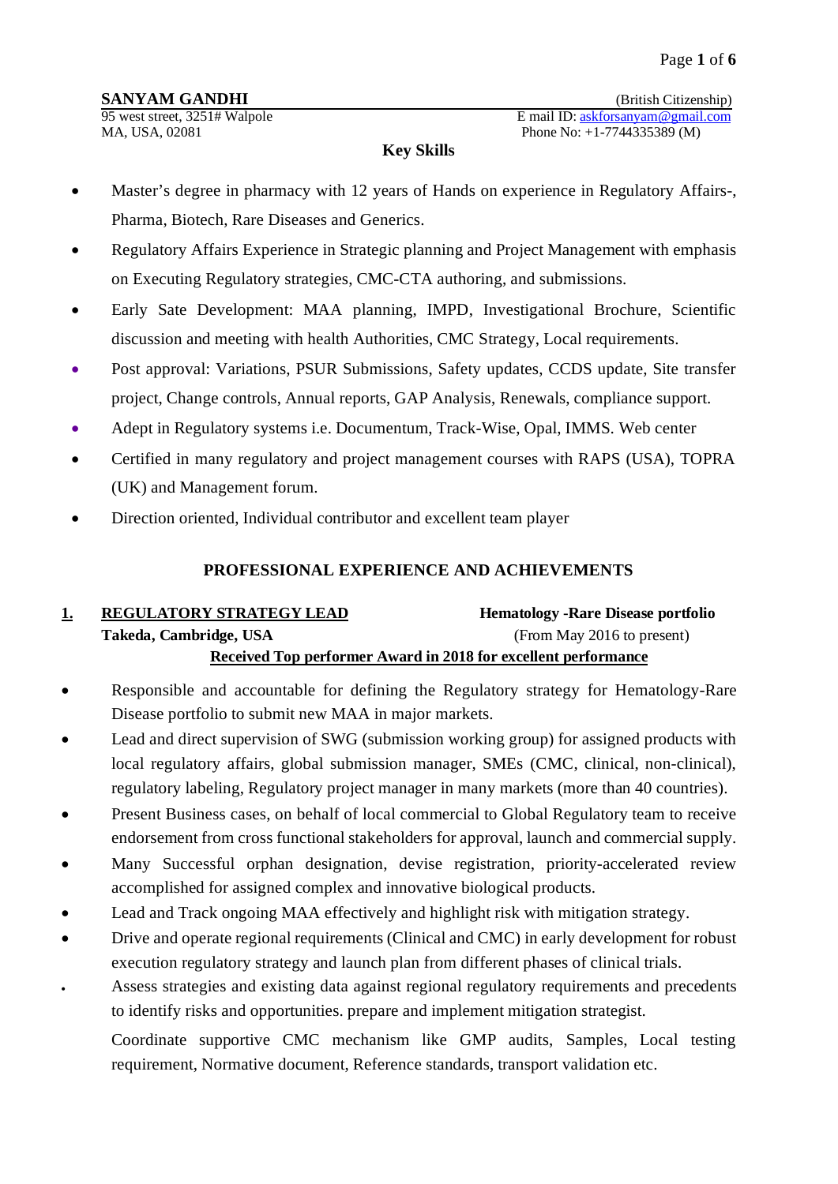**SANYAM GANDHI** (British Citizenship)

95 west street, 3251# Walpole
MA, USA, 02081

E mail ID: askforsanyam@gmail.com
Phone No: +1-7744335389 (M)

## Key Skills

- Master's degree in pharmacy with 12 years of Hands on experience in Regulatory Affairs-, Pharma, Biotech, Rare Diseases and Generics.
- Regulatory Affairs Experience in Strategic planning and Project Management with emphasis on Executing Regulatory strategies, CMC-CTA authoring, and submissions.
- Early Sate Development: MAA planning, IMPD, Investigational Brochure, Scientific discussion and meeting with health Authorities, CMC Strategy, Local requirements.
- Post approval: Variations, PSUR Submissions, Safety updates, CCDS update, Site transfer project, Change controls, Annual reports, GAP Analysis, Renewals, compliance support.
- Adept in Regulatory systems i.e. Documentum, Track-Wise, Opal, IMMS. Web center
- Certified in many regulatory and project management courses with RAPS (USA), TOPRA (UK) and Management forum.
- Direction oriented, Individual contributor and excellent team player

## PROFESSIONAL EXPERIENCE AND ACHIEVEMENTS

### 1. REGULATORY STRATEGY LEAD — Hematology -Rare Disease portfolio

**Takeda, Cambridge, USA** (From May 2016 to present)

**Received Top performer Award in 2018 for excellent performance**

- Responsible and accountable for defining the Regulatory strategy for Hematology-Rare Disease portfolio to submit new MAA in major markets.
- Lead and direct supervision of SWG (submission working group) for assigned products with local regulatory affairs, global submission manager, SMEs (CMC, clinical, non-clinical), regulatory labeling, Regulatory project manager in many markets (more than 40 countries).
- Present Business cases, on behalf of local commercial to Global Regulatory team to receive endorsement from cross functional stakeholders for approval, launch and commercial supply.
- Many Successful orphan designation, devise registration, priority-accelerated review accomplished for assigned complex and innovative biological products.
- Lead and Track ongoing MAA effectively and highlight risk with mitigation strategy.
- Drive and operate regional requirements (Clinical and CMC) in early development for robust execution regulatory strategy and launch plan from different phases of clinical trials.
- Assess strategies and existing data against regional regulatory requirements and precedents to identify risks and opportunities. prepare and implement mitigation strategist.

  Coordinate supportive CMC mechanism like GMP audits, Samples, Local testing requirement, Normative document, Reference standards, transport validation etc.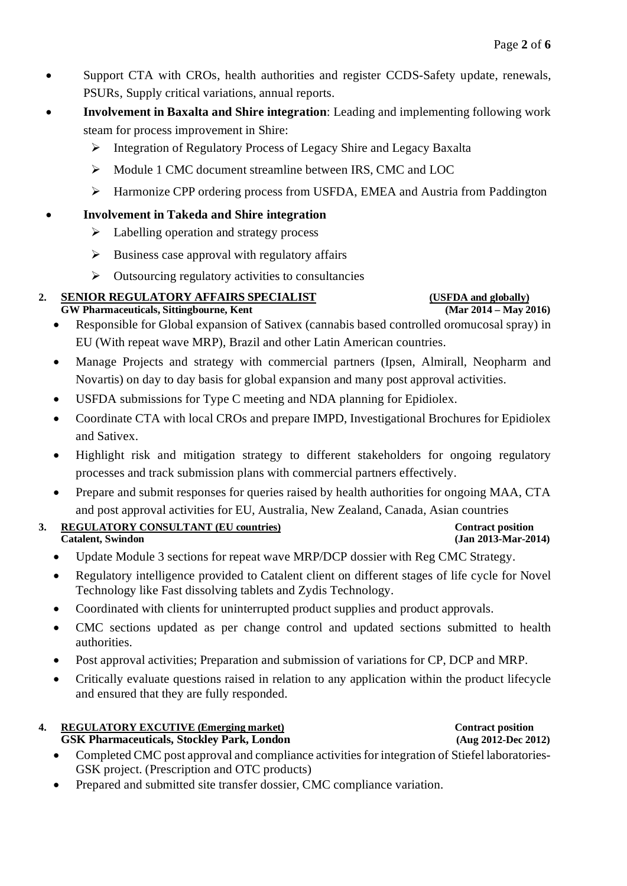- Support CTA with CROs, health authorities and register CCDS-Safety update, renewals, PSURs, Supply critical variations, annual reports.
- **Involvement in Baxalta and Shire integration**: Leading and implementing following work steam for process improvement in Shire:
  - Integration of Regulatory Process of Legacy Shire and Legacy Baxalta
  - Module 1 CMC document streamline between IRS, CMC and LOC
  - Harmonize CPP ordering process from USFDA, EMEA and Austria from Paddington
- **Involvement in Takeda and Shire integration**
  - Labelling operation and strategy process
  - Business case approval with regulatory affairs
  - Outsourcing regulatory activities to consultancies

**2. SENIOR REGULATORY AFFAIRS SPECIALIST** **(USFDA and globally)**
**GW Pharmaceuticals, Sittingbourne, Kent** **(Mar 2014 – May 2016)**

- Responsible for Global expansion of Sativex (cannabis based controlled oromucosal spray) in EU (With repeat wave MRP), Brazil and other Latin American countries.
- Manage Projects and strategy with commercial partners (Ipsen, Almirall, Neopharm and Novartis) on day to day basis for global expansion and many post approval activities.
- USFDA submissions for Type C meeting and NDA planning for Epidiolex.
- Coordinate CTA with local CROs and prepare IMPD, Investigational Brochures for Epidiolex and Sativex.
- Highlight risk and mitigation strategy to different stakeholders for ongoing regulatory processes and track submission plans with commercial partners effectively.
- Prepare and submit responses for queries raised by health authorities for ongoing MAA, CTA and post approval activities for EU, Australia, New Zealand, Canada, Asian countries

**3. REGULATORY CONSULTANT (EU countries)** **Contract position**
**Catalent, Swindon** **(Jan 2013-Mar-2014)**

- Update Module 3 sections for repeat wave MRP/DCP dossier with Reg CMC Strategy.
- Regulatory intelligence provided to Catalent client on different stages of life cycle for Novel Technology like Fast dissolving tablets and Zydis Technology.
- Coordinated with clients for uninterrupted product supplies and product approvals.
- CMC sections updated as per change control and updated sections submitted to health authorities.
- Post approval activities; Preparation and submission of variations for CP, DCP and MRP.
- Critically evaluate questions raised in relation to any application within the product lifecycle and ensured that they are fully responded.

**4. REGULATORY EXCUTIVE (Emerging market)** **Contract position**
**GSK Pharmaceuticals, Stockley Park, London** **(Aug 2012-Dec 2012)**

- Completed CMC post approval and compliance activities for integration of Stiefel laboratories-GSK project. (Prescription and OTC products)
- Prepared and submitted site transfer dossier, CMC compliance variation.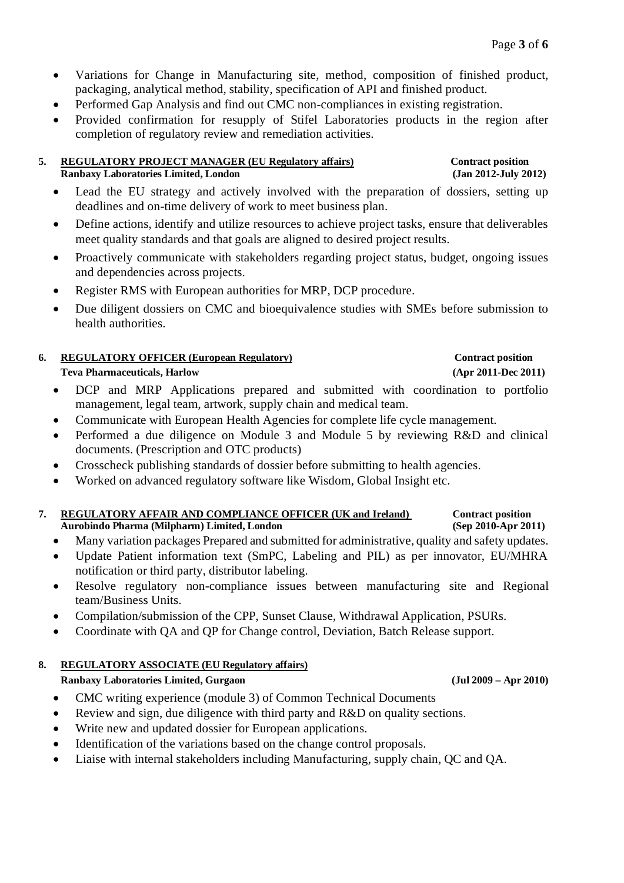- Variations for Change in Manufacturing site, method, composition of finished product, packaging, analytical method, stability, specification of API and finished product.
- Performed Gap Analysis and find out CMC non-compliances in existing registration.
- Provided confirmation for resupply of Stifel Laboratories products in the region after completion of regulatory review and remediation activities.

**5. REGULATORY PROJECT MANAGER (EU Regulatory affairs)** **Contract position**
**Ranbaxy Laboratories Limited, London** **(Jan 2012-July 2012)**

- Lead the EU strategy and actively involved with the preparation of dossiers, setting up deadlines and on-time delivery of work to meet business plan.
- Define actions, identify and utilize resources to achieve project tasks, ensure that deliverables meet quality standards and that goals are aligned to desired project results.
- Proactively communicate with stakeholders regarding project status, budget, ongoing issues and dependencies across projects.
- Register RMS with European authorities for MRP, DCP procedure.
- Due diligent dossiers on CMC and bioequivalence studies with SMEs before submission to health authorities.

**6. REGULATORY OFFICER (European Regulatory)** **Contract position**
**Teva Pharmaceuticals, Harlow** **(Apr 2011-Dec 2011)**

- DCP and MRP Applications prepared and submitted with coordination to portfolio management, legal team, artwork, supply chain and medical team.
- Communicate with European Health Agencies for complete life cycle management.
- Performed a due diligence on Module 3 and Module 5 by reviewing R&D and clinical documents. (Prescription and OTC products)
- Crosscheck publishing standards of dossier before submitting to health agencies.
- Worked on advanced regulatory software like Wisdom, Global Insight etc.

**7. REGULATORY AFFAIR AND COMPLIANCE OFFICER (UK and Ireland)** **Contract position**
**Aurobindo Pharma (Milpharm) Limited, London** **(Sep 2010-Apr 2011)**

- Many variation packages Prepared and submitted for administrative, quality and safety updates.
- Update Patient information text (SmPC, Labeling and PIL) as per innovator, EU/MHRA notification or third party, distributor labeling.
- Resolve regulatory non-compliance issues between manufacturing site and Regional team/Business Units.
- Compilation/submission of the CPP, Sunset Clause, Withdrawal Application, PSURs.
- Coordinate with QA and QP for Change control, Deviation, Batch Release support.

**8. REGULATORY ASSOCIATE (EU Regulatory affairs)**
**Ranbaxy Laboratories Limited, Gurgaon** **(Jul 2009 – Apr 2010)**

- CMC writing experience (module 3) of Common Technical Documents
- Review and sign, due diligence with third party and R&D on quality sections.
- Write new and updated dossier for European applications.
- Identification of the variations based on the change control proposals.
- Liaise with internal stakeholders including Manufacturing, supply chain, QC and QA.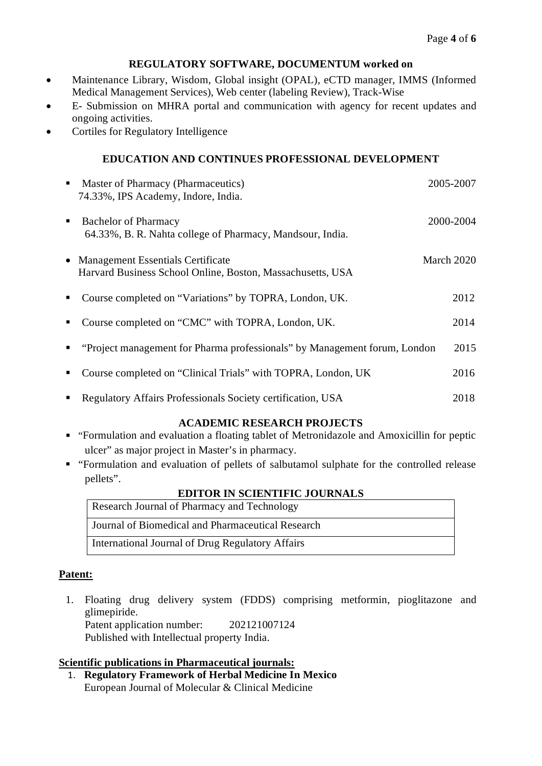## REGULATORY SOFTWARE, DOCUMENTUM worked on

- Maintenance Library, Wisdom, Global insight (OPAL), eCTD manager, IMMS (Informed Medical Management Services), Web center (labeling Review), Track-Wise
- E- Submission on MHRA portal and communication with agency for recent updates and ongoing activities.
- Cortiles for Regulatory Intelligence

## EDUCATION AND CONTINUES PROFESSIONAL DEVELOPMENT

- Master of Pharmacy (Pharmaceutics) — 2005-2007
  74.33%, IPS Academy, Indore, India.
- Bachelor of Pharmacy — 2000-2004
  64.33%, B. R. Nahta college of Pharmacy, Mandsour, India.
- Management Essentials Certificate — March 2020
  Harvard Business School Online, Boston, Massachusetts, USA
- Course completed on "Variations" by TOPRA, London, UK. — 2012
- Course completed on "CMC" with TOPRA, London, UK. — 2014
- "Project management for Pharma professionals" by Management forum, London — 2015
- Course completed on "Clinical Trials" with TOPRA, London, UK — 2016
- Regulatory Affairs Professionals Society certification, USA — 2018

## ACADEMIC RESEARCH PROJECTS

- "Formulation and evaluation a floating tablet of Metronidazole and Amoxicillin for peptic ulcer" as major project in Master's in pharmacy.
- "Formulation and evaluation of pellets of salbutamol sulphate for the controlled release pellets".

## EDITOR IN SCIENTIFIC JOURNALS

| Research Journal of Pharmacy and Technology |
|---|
| Journal of Biomedical and Pharmaceutical Research |
| International Journal of Drug Regulatory Affairs |

**Patent:**

1. Floating drug delivery system (FDDS) comprising metformin, pioglitazone and glimepiride.
   Patent application number: 202121007124
   Published with Intellectual property India.

**Scientific publications in Pharmaceutical journals:**

1. **Regulatory Framework of Herbal Medicine In Mexico**
   European Journal of Molecular & Clinical Medicine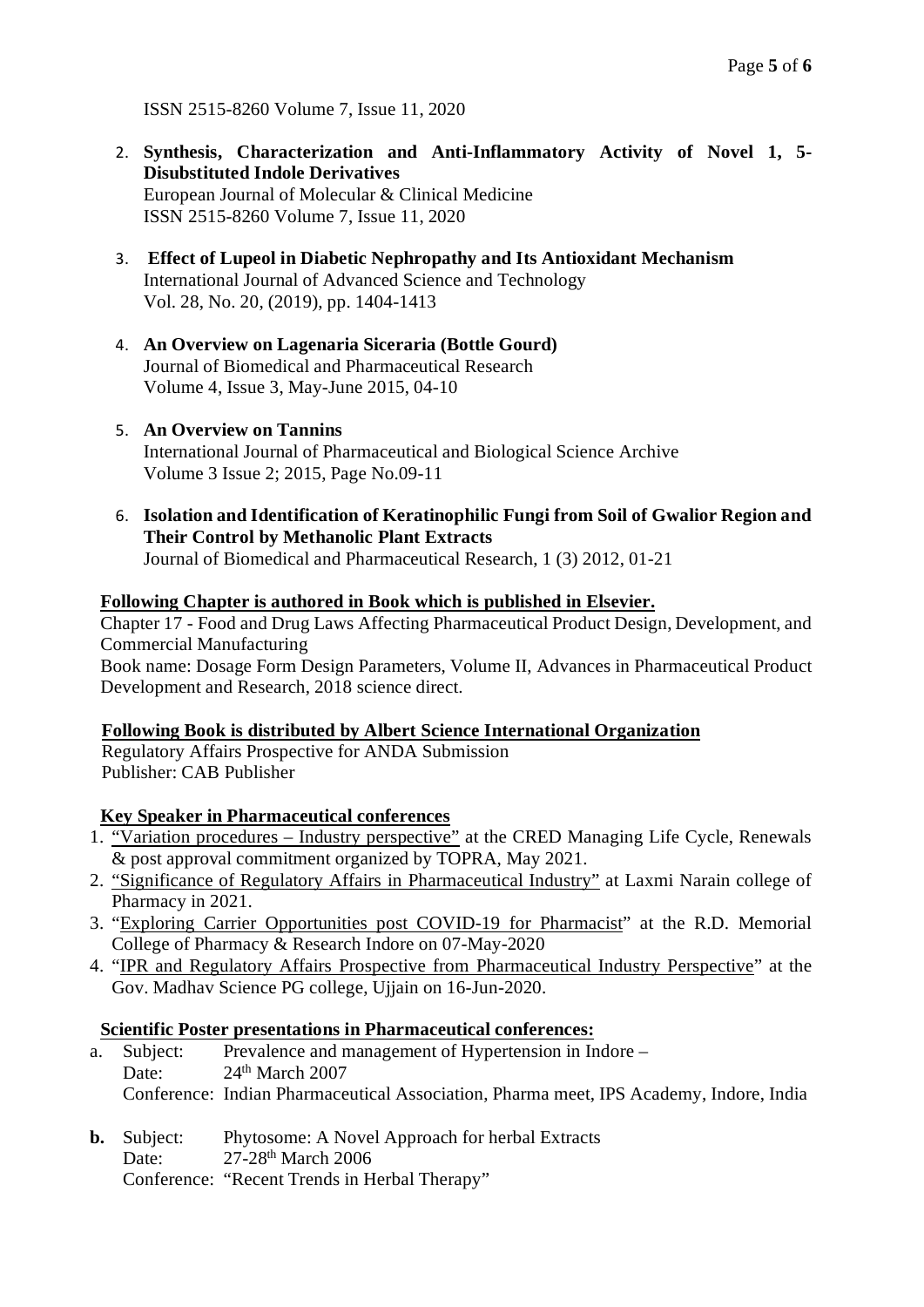ISSN 2515-8260 Volume 7, Issue 11, 2020

2. **Synthesis, Characterization and Anti-Inflammatory Activity of Novel 1, 5-Disubstituted Indole Derivatives**
   European Journal of Molecular & Clinical Medicine
   ISSN 2515-8260 Volume 7, Issue 11, 2020

3. **Effect of Lupeol in Diabetic Nephropathy and Its Antioxidant Mechanism**
   International Journal of Advanced Science and Technology
   Vol. 28, No. 20, (2019), pp. 1404-1413

4. **An Overview on Lagenaria Siceraria (Bottle Gourd)**
   Journal of Biomedical and Pharmaceutical Research
   Volume 4, Issue 3, May-June 2015, 04-10

5. **An Overview on Tannins**
   International Journal of Pharmaceutical and Biological Science Archive
   Volume 3 Issue 2; 2015, Page No.09-11

6. **Isolation and Identification of Keratinophilic Fungi from Soil of Gwalior Region and Their Control by Methanolic Plant Extracts**
   Journal of Biomedical and Pharmaceutical Research, 1 (3) 2012, 01-21

**Following Chapter is authored in Book which is published in Elsevier.**

Chapter 17 - Food and Drug Laws Affecting Pharmaceutical Product Design, Development, and Commercial Manufacturing
Book name: Dosage Form Design Parameters, Volume II, Advances in Pharmaceutical Product Development and Research, 2018 science direct.

**Following Book is distributed by Albert Science International Organization**

Regulatory Affairs Prospective for ANDA Submission
Publisher: CAB Publisher

**Key Speaker in Pharmaceutical conferences**

1. "Variation procedures – Industry perspective" at the CRED Managing Life Cycle, Renewals & post approval commitment organized by TOPRA, May 2021.
2. "Significance of Regulatory Affairs in Pharmaceutical Industry" at Laxmi Narain college of Pharmacy in 2021.
3. "Exploring Carrier Opportunities post COVID-19 for Pharmacist" at the R.D. Memorial College of Pharmacy & Research Indore on 07-May-2020
4. "IPR and Regulatory Affairs Prospective from Pharmaceutical Industry Perspective" at the Gov. Madhav Science PG college, Ujjain on 16-Jun-2020.

**Scientific Poster presentations in Pharmaceutical conferences:**

a. Subject: Prevalence and management of Hypertension in Indore –
   Date: 24th March 2007
   Conference: Indian Pharmaceutical Association, Pharma meet, IPS Academy, Indore, India

**b.** Subject: Phytosome: A Novel Approach for herbal Extracts
   Date: 27-28th March 2006
   Conference: "Recent Trends in Herbal Therapy"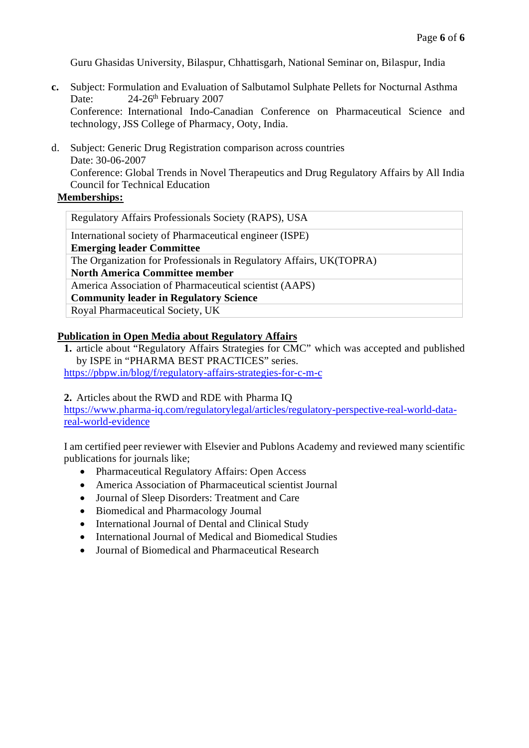Guru Ghasidas University, Bilaspur, Chhattisgarh, National Seminar on, Bilaspur, India

**c.** Subject: Formulation and Evaluation of Salbutamol Sulphate Pellets for Nocturnal Asthma
Date: 24-26th February 2007
Conference: International Indo-Canadian Conference on Pharmaceutical Science and technology, JSS College of Pharmacy, Ooty, India.

d. Subject: Generic Drug Registration comparison across countries
Date: 30-06-2007
Conference: Global Trends in Novel Therapeutics and Drug Regulatory Affairs by All India Council for Technical Education

**Memberships:**

| |
|---|
| Regulatory Affairs Professionals Society (RAPS), USA |
| International society of Pharmaceutical engineer (ISPE)<br>**Emerging leader Committee** |
| The Organization for Professionals in Regulatory Affairs, UK(TOPRA)<br>**North America Committee member** |
| America Association of Pharmaceutical scientist (AAPS)<br>**Community leader in Regulatory Science** |
| Royal Pharmaceutical Society, UK |

**Publication in Open Media about Regulatory Affairs**

**1.** article about "Regulatory Affairs Strategies for CMC" which was accepted and published by ISPE in "PHARMA BEST PRACTICES" series.
https://pbpw.in/blog/f/regulatory-affairs-strategies-for-c-m-c

**2.** Articles about the RWD and RDE with Pharma IQ
https://www.pharma-iq.com/regulatorylegal/articles/regulatory-perspective-real-world-data-real-world-evidence

I am certified peer reviewer with Elsevier and Publons Academy and reviewed many scientific publications for journals like;

- Pharmaceutical Regulatory Affairs: Open Access
- America Association of Pharmaceutical scientist Journal
- Journal of Sleep Disorders: Treatment and Care
- Biomedical and Pharmacology Journal
- International Journal of Dental and Clinical Study
- International Journal of Medical and Biomedical Studies
- Journal of Biomedical and Pharmaceutical Research